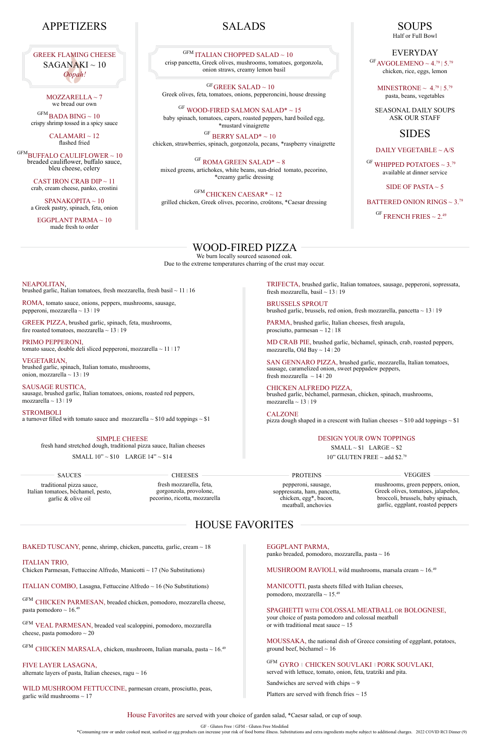## APPETIZERS

**GREEK FLAMING CHEESE**
**SAGANAKI ~ 10**
*Oopah!*

**MOZZARELLA ~ 7**
we bread our own

GFM **BADA BING ~ 10**
crispy shrimp tossed in a spicy sauce

**CALAMARI ~ 12**
flashed fried

GFM **BUFFALO CAULIFLOWER ~ 10**
breaded cauliflower, buffalo sauce, bleu cheese, celery

**CAST IRON CRAB DIP ~ 11**
crab, cream cheese, panko, crostini

**SPANAKOPITA ~ 10**
a Greek pastry, spinach, feta, onion

**EGGPLANT PARMA ~ 10**
made fresh to order

## SALADS

GFM **ITALIAN CHOPPED SALAD ~ 10**
crisp pancetta, Greek olives, mushrooms, tomatoes, gorgonzola, onion straws, creamy lemon basil

GF **GREEK SALAD ~ 10**
Greek olives, feta, tomatoes, onions, pepperoncini, house dressing

GF **WOOD-FIRED SALMON SALAD* ~ 15**
baby spinach, tomatoes, capers, roasted peppers, hard boiled egg, *mustard vinaigrette

GF **BERRY SALAD* ~ 10**
chicken, strawberries, spinach, gorgonzola, pecans, *raspberry vinaigrette

GF **ROMA GREEN SALAD* ~ 8**
mixed greens, artichokes, white beans, sun-dried tomato, pecorino, *creamy garlic dressing

GFM **CHICKEN CAESAR* ~ 12**
grilled chicken, Greek olives, pecorino, croûtons, *Caesar dressing

## SOUPS

Half or Full Bowl

### EVERYDAY

GF **AVGOLEMENO ~ 4.79 | 5.79**
chicken, rice, eggs, lemon

**MINESTRONE ~ 4.79 | 5.79**
pasta, beans, vegetables

SEASONAL DAILY SOUPS
ASK OUR STAFF

## SIDES

**DAILY VEGETABLE ~ A/S**

GF **WHIPPED POTATOES ~ 3.79**
available at dinner service

**SIDE OF PASTA ~ 5**

**BATTERED ONION RINGS ~ 3.79**

GF **FRENCH FRIES ~ 2.49**

## WOOD-FIRED PIZZA

We burn locally sourced seasoned oak.
Due to the extreme temperatures charring of the crust may occur.

**NEAPOLITAN,**
brushed garlic, Italian tomatoes, fresh mozzarella, fresh basil ~ 11 | 16

**ROMA,** tomato sauce, onions, peppers, mushrooms, sausage, pepperoni, mozzarella ~ 13 | 19

**GREEK PIZZA,** brushed garlic, spinach, feta, mushrooms, fire roasted tomatoes, mozzarella ~ 13 | 19

**PRIMO PEPPERONI,**
tomato sauce, double deli sliced pepperoni, mozzarella ~ 11 | 17

**VEGETARIAN,**
brushed garlic, spinach, Italian tomato, mushrooms, onion, mozzarella ~ 13 | 19

**SAUSAGE RUSTICA,**
sausage, brushed garlic, Italian tomatoes, onions, roasted red peppers, mozzarella ~ 13 | 19

**STROMBOLI**
a turnover filled with tomato sauce and mozzarella ~ $10 add toppings ~ $1

**TRIFECTA,** brushed garlic, Italian tomatoes, sausage, pepperoni, sopressata, fresh mozzarella, basil ~ 13 | 19

**BRUSSELS SPROUT**
brushed garlic, brussels, red onion, fresh mozzarella, pancetta ~ 13 | 19

**PARMA,** brushed garlic, Italian cheeses, fresh arugula, prosciutto, parmesan ~ 12 | 18

**MD CRAB PIE,** brushed garlic, béchamel, spinach, crab, roasted peppers, mozzarella, Old Bay ~ 14 | 20

**SAN GENNARO PIZZA,** brushed garlic, mozzarella, Italian tomatoes, sausage, caramelized onion, sweet peppadew peppers, fresh mozzarella ~ 14 | 20

**CHICKEN ALFREDO PIZZA,**
brushed garlic, béchamel, parmesan, chicken, spinach, mushrooms, mozzarella ~ 13 | 19

**CALZONE**
pizza dough shaped in a crescent with Italian cheeses ~ $10 add toppings ~ $1

**SIMPLE CHEESE**
fresh hand stretched dough, traditional pizza sauce, Italian cheeses
SMALL 10" ~ $10 LARGE 14" ~ $14

**DESIGN YOUR OWN TOPPINGS**
SMALL ~ $1 LARGE ~ $2
10" GLUTEN FREE ~ add $2.79

**SAUCES**
traditional pizza sauce, Italian tomatoes, béchamel, pesto, garlic & olive oil

**CHEESES**
fresh mozzarella, feta, gorgonzola, provolone, pecorino, ricotta, mozzarella

**PROTEINS**
pepperoni, sausage, soppressata, ham, pancetta, chicken, egg*, bacon, meatball, anchovies

**VEGGIES**
mushrooms, green peppers, onion, Greek olives, tomatoes, jalapeños, broccoli, brussels, baby spinach, garlic, eggplant, roasted peppers

## HOUSE FAVORITES

**BAKED TUSCANY,** penne, shrimp, chicken, pancetta, garlic, cream ~ 18

**ITALIAN TRIO,**
Chicken Parmesan, Fettuccine Alfredo, Manicotti ~ 17 (No Substitutions)

**ITALIAN COMBO,** Lasagna, Fettuccine Alfredo ~ 16 (No Substitutions)

GFM **CHICKEN PARMESAN,** breaded chicken, pomodoro, mozzarella cheese, pasta pomodoro ~ 16.49

GFM **VEAL PARMESAN,** breaded veal scaloppini, pomodoro, mozzarella cheese, pasta pomodoro ~ 20

GFM **CHICKEN MARSALA,** chicken, mushroom, Italian marsala, pasta ~ 16.49

**FIVE LAYER LASAGNA,**
alternate layers of pasta, Italian cheeses, ragu ~ 16

**WILD MUSHROOM FETTUCCINE,** parmesan cream, prosciutto, peas, garlic wild mushrooms ~ 17

**EGGPLANT PARMA,**
panko breaded, pomodoro, mozzarella, pasta ~ 16

**MUSHROOM RAVIOLI,** wild mushrooms, marsala cream ~ 16.49

**MANICOTTI,** pasta sheets filled with Italian cheeses, pomodoro, mozzarella ~ 15.49

**SPAGHETTI WITH COLOSSAL MEATBALL OR BOLOGNESE,**
your choice of pasta pomodoro and colossal meatball or with traditional meat sauce ~ 15

**MOUSSAKA,** the national dish of Greece consisting of eggplant, potatoes, ground beef, béchamel ~ 16

GFM **GYRO | CHICKEN SOUVLAKI | PORK SOUVLAKI,**
served with lettuce, tomato, onion, feta, tzatziki and pita.

Sandwiches are served with chips ~ 9

Platters are served with french fries ~ 15

**House Favorites** are served with your choice of garden salad, *Caesar salad, or cup of soup.

GF - Gluten Free | GFM - Gluten Free Modified

*Consuming raw or under cooked meat, seafood or egg products can increase your risk of food borne illness. Substitutions and extra ingredients maybe subject to additional charges. 2022 COVID RCI Dinner (9)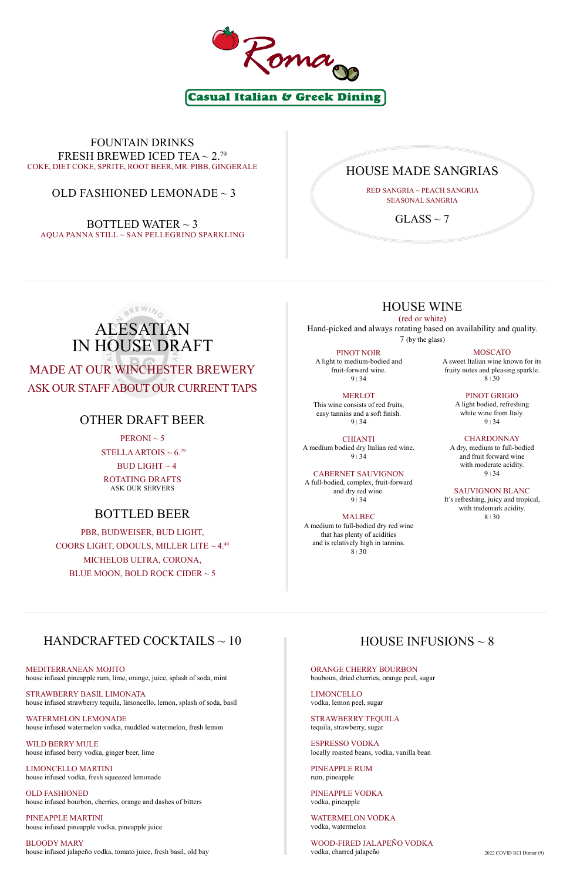# Roma

**Casual Italian & Greek Dining**

## FOUNTAIN DRINKS

FRESH BREWED ICED TEA ~ 2.79

COKE, DIET COKE, SPRITE, ROOT BEER, MR. PIBB, GINGERALE

## OLD FASHIONED LEMONADE ~ 3

## BOTTLED WATER ~ 3

AQUA PANNA STILL ~ SAN PELLEGRINO SPARKLING

## HOUSE MADE SANGRIAS

RED SANGRIA ~ PEACH SANGRIA

SEASONAL SANGRIA

GLASS ~ 7

## ALESATIAN IN HOUSE DRAFT

MADE AT OUR WINCHESTER BREWERY

ASK OUR STAFF ABOUT OUR CURRENT TAPS

## OTHER DRAFT BEER

PERONI ~ 5

STELLA ARTOIS ~ 6.29

BUD LIGHT ~ 4

ROTATING DRAFTS

ASK OUR SERVERS

## BOTTLED BEER

PBR, BUDWEISER, BUD LIGHT, COORS LIGHT, ODOULS, MILLER LITE ~ 4.49

MICHELOB ULTRA, CORONA, BLUE MOON, BOLD ROCK CIDER ~ 5

## HOUSE WINE

(red or white)

Hand-picked and always rotating based on availability and quality.

7 (by the glass)

**PINOT NOIR**
A light to medium-bodied and fruit-forward wine.
9 | 34

**MERLOT**
This wine consists of red fruits, easy tannins and a soft finish.
9 | 34

**CHIANTI**
A medium bodied dry Italian red wine.
9 | 34

**CABERNET SAUVIGNON**
A full-bodied, complex, fruit-forward and dry red wine.
9 | 34

**MALBEC**
A medium to full-bodied dry red wine that has plenty of acidities and is relatively high in tannins.
8 | 30

**MOSCATO**
A sweet Italian wine known for its fruity notes and pleasing sparkle.
8 | 30

**PINOT GRIGIO**
A light bodied, refreshing white wine from Italy.
9 | 34

**CHARDONNAY**
A dry, medium to full-bodied and fruit forward wine with moderate acidity.
9 | 34

**SAUVIGNON BLANC**
It's refreshing, juicy and tropical, with trademark acidity.
8 | 30

## HANDCRAFTED COCKTAILS ~ 10

**MEDITERRANEAN MOJITO**
house infused pineapple rum, lime, orange, juice, splash of soda, mint

**STRAWBERRY BASIL LIMONATA**
house infused strawberry tequila, limoncello, lemon, splash of soda, basil

**WATERMELON LEMONADE**
house infused watermelon vodka, muddled watermelon, fresh lemon

**WILD BERRY MULE**
house infused berry vodka, ginger beer, lime

**LIMONCELLO MARTINI**
house infused vodka, fresh squeezed lemonade

**OLD FASHIONED**
house infused bourbon, cherries, orange and dashes of bitters

**PINEAPPLE MARTINI**
house infused pineapple vodka, pineapple juice

**BLOODY MARY**
house infused jalapeño vodka, tomato juice, fresh basil, old bay

## HOUSE INFUSIONS ~ 8

**ORANGE CHERRY BOURBON**
bouboun, dried cherries, orange peel, sugar

**LIMONCELLO**
vodka, lemon peel, sugar

**STRAWBERRY TEQUILA**
tequila, strawberry, sugar

**ESPRESSO VODKA**
locally roasted beans, vodka, vanilla bean

**PINEAPPLE RUM**
rum, pineapple

**PINEAPPLE VODKA**
vodka, pineapple

**WATERMELON VODKA**
vodka, watermelon

**WOOD-FIRED JALAPEÑO VODKA**
vodka, charred jalapeño

2022 COVID RCI Dinner (9)